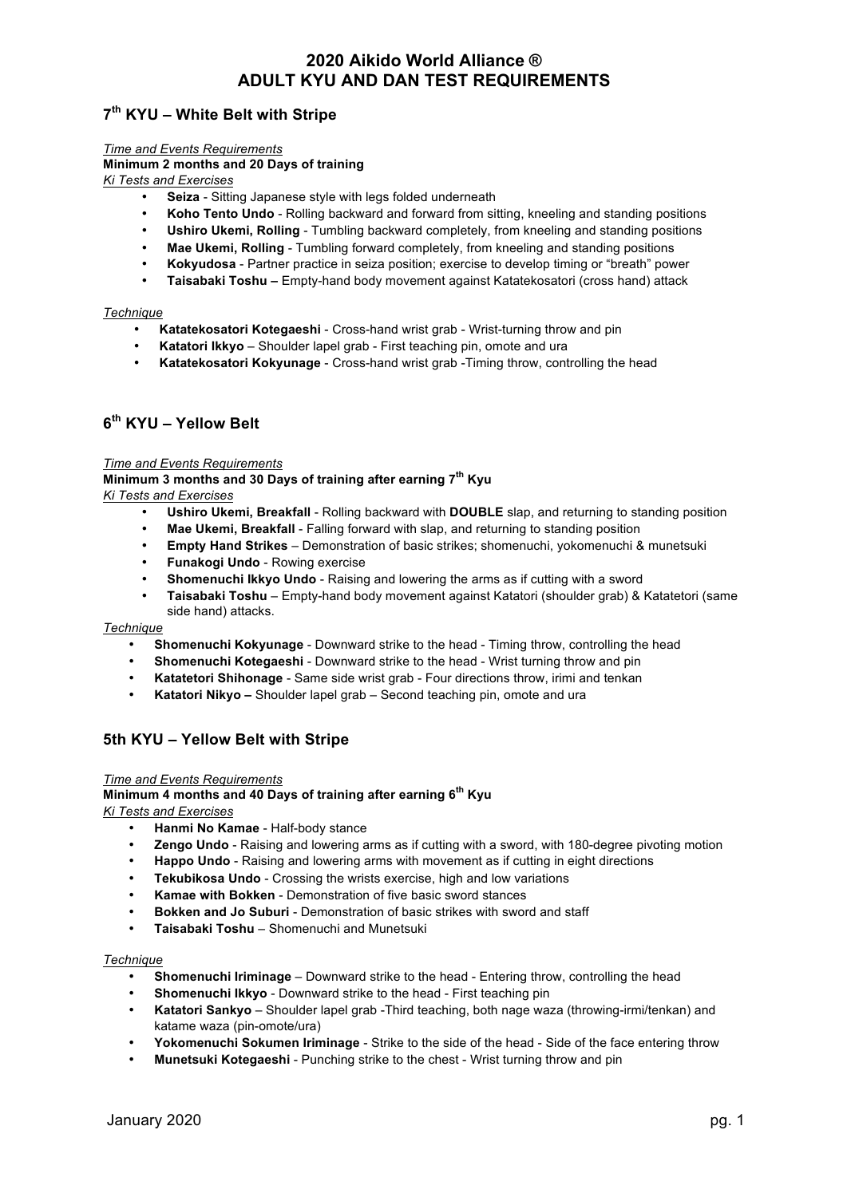# 2020 Aikido World Alliance ®
# ADULT KYU AND DAN TEST REQUIREMENTS

## 7th KYU – White Belt with Stripe

*Time and Events Requirements*

**Minimum 2 months and 20 Days of training**

*Ki Tests and Exercises*

- **Seiza** - Sitting Japanese style with legs folded underneath
- **Koho Tento Undo** - Rolling backward and forward from sitting, kneeling and standing positions
- **Ushiro Ukemi, Rolling** - Tumbling backward completely, from kneeling and standing positions
- **Mae Ukemi, Rolling** - Tumbling forward completely, from kneeling and standing positions
- **Kokyudosa** - Partner practice in seiza position; exercise to develop timing or "breath" power
- **Taisabaki Toshu –** Empty-hand body movement against Katatekosatori (cross hand) attack

*Technique*

- **Katatekosatori Kotegaeshi** - Cross-hand wrist grab - Wrist-turning throw and pin
- **Katatori Ikkyo** – Shoulder lapel grab - First teaching pin, omote and ura
- **Katatekosatori Kokyunage** - Cross-hand wrist grab -Timing throw, controlling the head

## 6th KYU – Yellow Belt

*Time and Events Requirements*

**Minimum 3 months and 30 Days of training after earning 7th Kyu**

*Ki Tests and Exercises*

- **Ushiro Ukemi, Breakfall** - Rolling backward with **DOUBLE** slap, and returning to standing position
- **Mae Ukemi, Breakfall** - Falling forward with slap, and returning to standing position
- **Empty Hand Strikes** – Demonstration of basic strikes; shomenuchi, yokomenuchi & munetsuki
- **Funakogi Undo** - Rowing exercise
- **Shomenuchi Ikkyo Undo** - Raising and lowering the arms as if cutting with a sword
- **Taisabaki Toshu** – Empty-hand body movement against Katatori (shoulder grab) & Katatetori (same side hand) attacks.

*Technique*

- **Shomenuchi Kokyunage** - Downward strike to the head - Timing throw, controlling the head
- **Shomenuchi Kotegaeshi** - Downward strike to the head - Wrist turning throw and pin
- **Katatetori Shihonage** - Same side wrist grab - Four directions throw, irimi and tenkan
- **Katatori Nikyo –** Shoulder lapel grab – Second teaching pin, omote and ura

## 5th KYU – Yellow Belt with Stripe

*Time and Events Requirements*

**Minimum 4 months and 40 Days of training after earning 6th Kyu**

*Ki Tests and Exercises*

- **Hanmi No Kamae** - Half-body stance
- **Zengo Undo** - Raising and lowering arms as if cutting with a sword, with 180-degree pivoting motion
- **Happo Undo** - Raising and lowering arms with movement as if cutting in eight directions
- **Tekubikosa Undo** - Crossing the wrists exercise, high and low variations
- **Kamae with Bokken** - Demonstration of five basic sword stances
- **Bokken and Jo Suburi** - Demonstration of basic strikes with sword and staff
- **Taisabaki Toshu** – Shomenuchi and Munetsuki

*Technique*

- **Shomenuchi Iriminage** – Downward strike to the head - Entering throw, controlling the head
- **Shomenuchi Ikkyo** - Downward strike to the head - First teaching pin
- **Katatori Sankyo** – Shoulder lapel grab -Third teaching, both nage waza (throwing-irmi/tenkan) and katame waza (pin-omote/ura)
- **Yokomenuchi Sokumen Iriminage** - Strike to the side of the head - Side of the face entering throw
- **Munetsuki Kotegaeshi** - Punching strike to the chest - Wrist turning throw and pin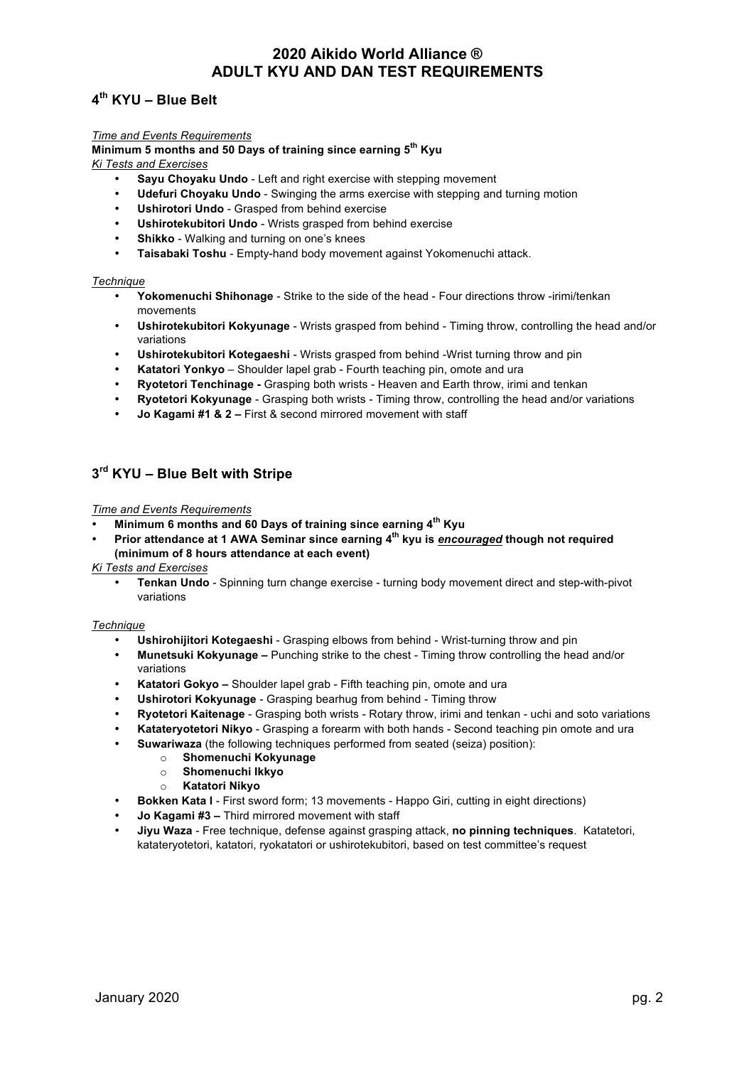# 2020 Aikido World Alliance ®
# ADULT KYU AND DAN TEST REQUIREMENTS

## 4th KYU – Blue Belt

*Time and Events Requirements*

**Minimum 5 months and 50 Days of training since earning 5th Kyu**

*Ki Tests and Exercises*

- **Sayu Choyaku Undo** - Left and right exercise with stepping movement
- **Udefuri Choyaku Undo** - Swinging the arms exercise with stepping and turning motion
- **Ushirotori Undo** - Grasped from behind exercise
- **Ushirotekubitori Undo** - Wrists grasped from behind exercise
- **Shikko** - Walking and turning on one's knees
- **Taisabaki Toshu** - Empty-hand body movement against Yokomenuchi attack.

*Technique*

- **Yokomenuchi Shihonage** - Strike to the side of the head - Four directions throw -irimi/tenkan movements
- **Ushirotekubitori Kokyunage** - Wrists grasped from behind - Timing throw, controlling the head and/or variations
- **Ushirotekubitori Kotegaeshi** - Wrists grasped from behind -Wrist turning throw and pin
- **Katatori Yonkyo** – Shoulder lapel grab - Fourth teaching pin, omote and ura
- **Ryotetori Tenchinage -** Grasping both wrists - Heaven and Earth throw, irimi and tenkan
- **Ryotetori Kokyunage** - Grasping both wrists - Timing throw, controlling the head and/or variations
- **Jo Kagami #1 & 2 –** First & second mirrored movement with staff

## 3rd KYU – Blue Belt with Stripe

*Time and Events Requirements*

- **Minimum 6 months and 60 Days of training since earning 4th Kyu**
- **Prior attendance at 1 AWA Seminar since earning 4th kyu is *encouraged* though not required (minimum of 8 hours attendance at each event)**

*Ki Tests and Exercises*

- **Tenkan Undo** - Spinning turn change exercise - turning body movement direct and step-with-pivot variations

*Technique*

- **Ushirohijitori Kotegaeshi** - Grasping elbows from behind - Wrist-turning throw and pin
- **Munetsuki Kokyunage –** Punching strike to the chest - Timing throw controlling the head and/or variations
- **Katatori Gokyo –** Shoulder lapel grab - Fifth teaching pin, omote and ura
- **Ushirotori Kokyunage** - Grasping bearhug from behind - Timing throw
- **Ryotetori Kaitenage** - Grasping both wrists - Rotary throw, irimi and tenkan - uchi and soto variations
- **Katateryotetori Nikyo** - Grasping a forearm with both hands - Second teaching pin omote and ura
- **Suwariwaza** (the following techniques performed from seated (seiza) position):
  - **Shomenuchi Kokyunage**
  - **Shomenuchi Ikkyo**
  - **Katatori Nikyo**
- **Bokken Kata I** - First sword form; 13 movements - Happo Giri, cutting in eight directions)
- **Jo Kagami #3 –** Third mirrored movement with staff
- **Jiyu Waza** - Free technique, defense against grasping attack, **no pinning techniques**. Katatetori, katateryotetori, katatori, ryokatatori or ushirotekubitori, based on test committee's request

January 2020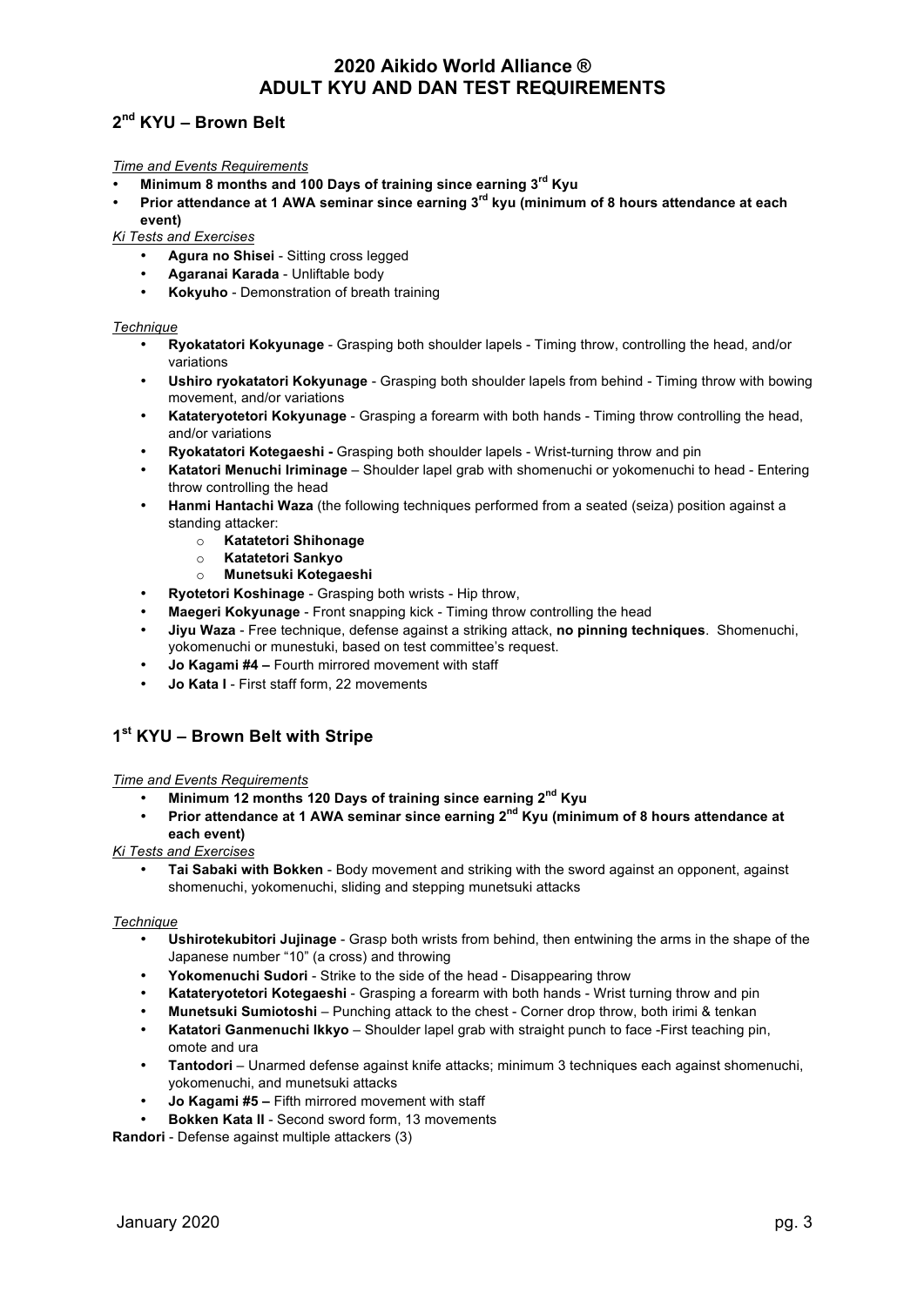# 2020 Aikido World Alliance ®
# ADULT KYU AND DAN TEST REQUIREMENTS

## 2nd KYU – Brown Belt

*Time and Events Requirements*

- **Minimum 8 months and 100 Days of training since earning 3rd Kyu**
- **Prior attendance at 1 AWA seminar since earning 3rd kyu (minimum of 8 hours attendance at each event)**

*Ki Tests and Exercises*

- **Agura no Shisei** - Sitting cross legged
- **Agaranai Karada** - Unliftable body
- **Kokyuho** - Demonstration of breath training

*Technique*

- **Ryokatatori Kokyunage** - Grasping both shoulder lapels - Timing throw, controlling the head, and/or variations
- **Ushiro ryokatatori Kokyunage** - Grasping both shoulder lapels from behind - Timing throw with bowing movement, and/or variations
- **Katateryotetori Kokyunage** - Grasping a forearm with both hands - Timing throw controlling the head, and/or variations
- **Ryokatatori Kotegaeshi -** Grasping both shoulder lapels - Wrist-turning throw and pin
- **Katatori Menuchi Iriminage** – Shoulder lapel grab with shomenuchi or yokomenuchi to head - Entering throw controlling the head
- **Hanmi Hantachi Waza** (the following techniques performed from a seated (seiza) position against a standing attacker:
  - **Katatetori Shihonage**
  - **Katatetori Sankyo**
  - **Munetsuki Kotegaeshi**
- **Ryotetori Koshinage** - Grasping both wrists - Hip throw,
- **Maegeri Kokyunage** - Front snapping kick - Timing throw controlling the head
- **Jiyu Waza** - Free technique, defense against a striking attack, **no pinning techniques**. Shomenuchi, yokomenuchi or munestuki, based on test committee's request.
- **Jo Kagami #4 –** Fourth mirrored movement with staff
- **Jo Kata I** - First staff form, 22 movements

## 1st KYU – Brown Belt with Stripe

*Time and Events Requirements*

- **Minimum 12 months 120 Days of training since earning 2nd Kyu**
- **Prior attendance at 1 AWA seminar since earning 2nd Kyu (minimum of 8 hours attendance at each event)**

*Ki Tests and Exercises*

- **Tai Sabaki with Bokken** - Body movement and striking with the sword against an opponent, against shomenuchi, yokomenuchi, sliding and stepping munetsuki attacks

*Technique*

- **Ushirotekubitori Jujinage** - Grasp both wrists from behind, then entwining the arms in the shape of the Japanese number "10" (a cross) and throwing
- **Yokomenuchi Sudori** - Strike to the side of the head - Disappearing throw
- **Katateryotetori Kotegaeshi** - Grasping a forearm with both hands - Wrist turning throw and pin
- **Munetsuki Sumiotoshi** – Punching attack to the chest - Corner drop throw, both irimi & tenkan
- **Katatori Ganmenuchi Ikkyo** – Shoulder lapel grab with straight punch to face -First teaching pin, omote and ura
- **Tantodori** – Unarmed defense against knife attacks; minimum 3 techniques each against shomenuchi, yokomenuchi, and munetsuki attacks
- **Jo Kagami #5 –** Fifth mirrored movement with staff
- **Bokken Kata II** - Second sword form, 13 movements

**Randori** - Defense against multiple attackers (3)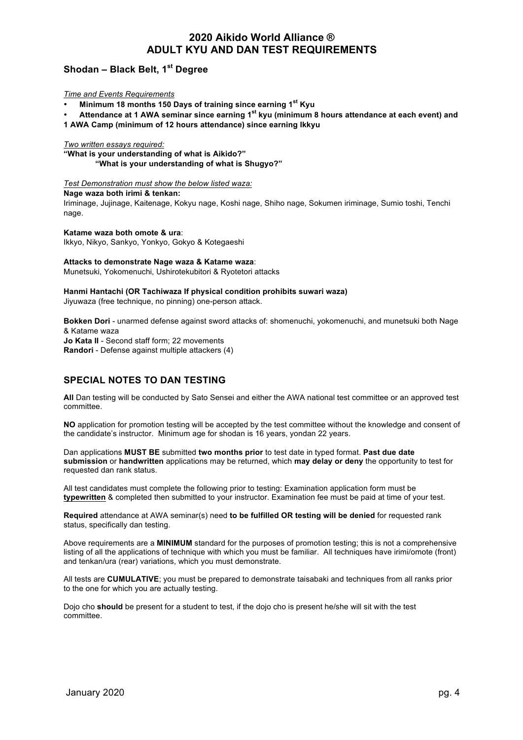# 2020 Aikido World Alliance ®
# ADULT KYU AND DAN TEST REQUIREMENTS

## Shodan – Black Belt, 1st Degree

*Time and Events Requirements*

- **Minimum 18 months 150 Days of training since earning 1st Kyu**
- **Attendance at 1 AWA seminar since earning 1st kyu (minimum 8 hours attendance at each event) and 1 AWA Camp (minimum of 12 hours attendance) since earning Ikkyu**

*Two written essays required:*

**"What is your understanding of what is Aikido?"**
**"What is your understanding of what is Shugyo?"**

*Test Demonstration must show the below listed waza:*

**Nage waza both irimi & tenkan:**
Iriminage, Jujinage, Kaitenage, Kokyu nage, Koshi nage, Shiho nage, Sokumen iriminage, Sumio toshi, Tenchi nage.

**Katame waza both omote & ura**:
Ikkyo, Nikyo, Sankyo, Yonkyo, Gokyo & Kotegaeshi

**Attacks to demonstrate Nage waza & Katame waza**:
Munetsuki, Yokomenuchi, Ushirotekubitori & Ryotetori attacks

**Hanmi Hantachi (OR Tachiwaza If physical condition prohibits suwari waza)**
Jiyuwaza (free technique, no pinning) one-person attack.

**Bokken Dori** - unarmed defense against sword attacks of: shomenuchi, yokomenuchi, and munetsuki both Nage & Katame waza
**Jo Kata II** - Second staff form; 22 movements
**Randori** - Defense against multiple attackers (4)

## SPECIAL NOTES TO DAN TESTING

**All** Dan testing will be conducted by Sato Sensei and either the AWA national test committee or an approved test committee.

**NO** application for promotion testing will be accepted by the test committee without the knowledge and consent of the candidate's instructor. Minimum age for shodan is 16 years, yondan 22 years.

Dan applications **MUST BE** submitted **two months prior** to test date in typed format. **Past due date submission** or **handwritten** applications may be returned, which **may delay or deny** the opportunity to test for requested dan rank status.

All test candidates must complete the following prior to testing: Examination application form must be **typewritten** & completed then submitted to your instructor. Examination fee must be paid at time of your test.

**Required** attendance at AWA seminar(s) need **to be fulfilled OR testing will be denied** for requested rank status, specifically dan testing.

Above requirements are a **MINIMUM** standard for the purposes of promotion testing; this is not a comprehensive listing of all the applications of technique with which you must be familiar. All techniques have irimi/omote (front) and tenkan/ura (rear) variations, which you must demonstrate.

All tests are **CUMULATIVE**; you must be prepared to demonstrate taisabaki and techniques from all ranks prior to the one for which you are actually testing.

Dojo cho **should** be present for a student to test, if the dojo cho is present he/she will sit with the test committee.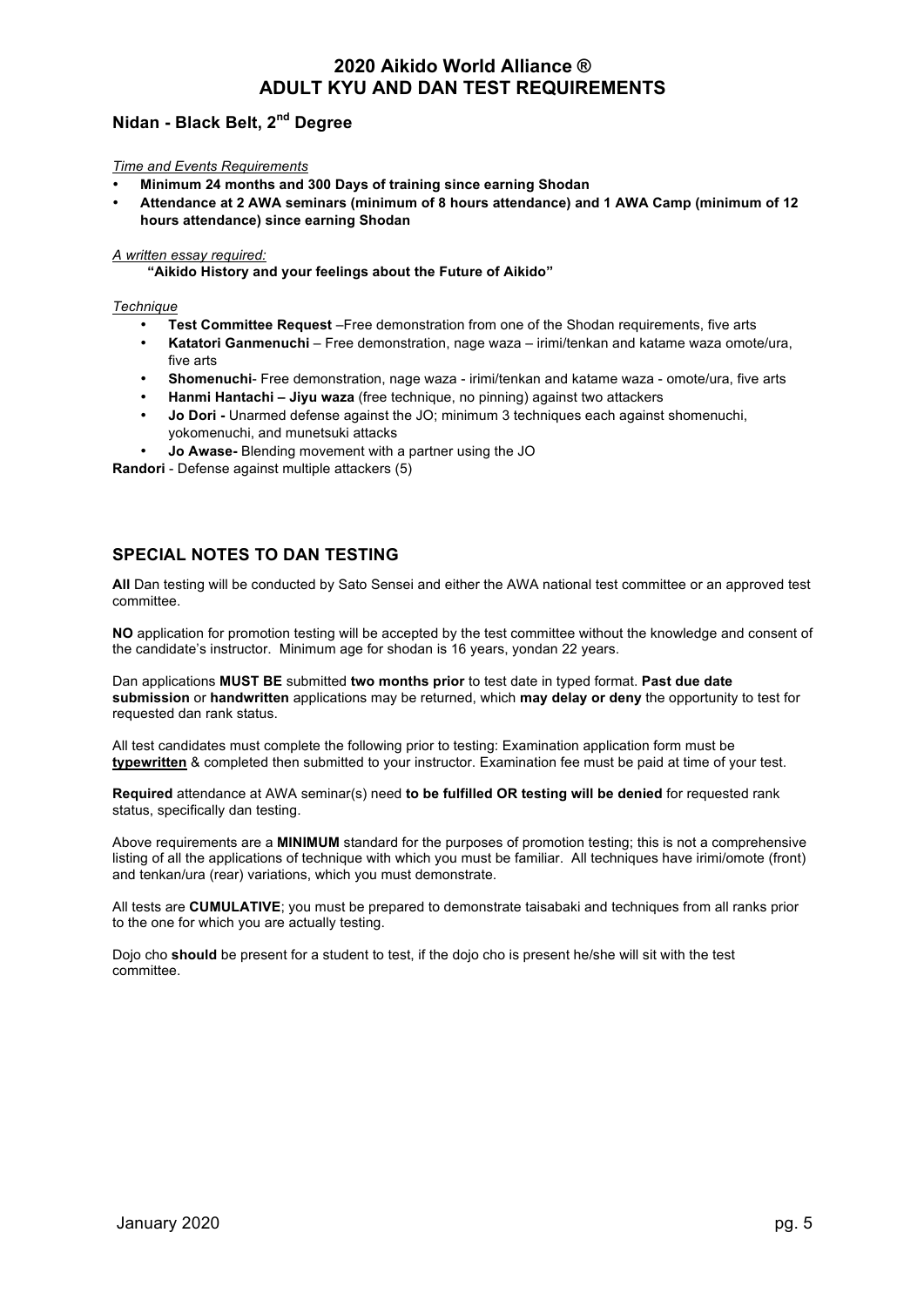# 2020 Aikido World Alliance ®
# ADULT KYU AND DAN TEST REQUIREMENTS

## Nidan - Black Belt, 2nd Degree

*Time and Events Requirements*

- **Minimum 24 months and 300 Days of training since earning Shodan**
- **Attendance at 2 AWA seminars (minimum of 8 hours attendance) and 1 AWA Camp (minimum of 12 hours attendance) since earning Shodan**

*A written essay required:*

**"Aikido History and your feelings about the Future of Aikido"**

*Technique*

- **Test Committee Request** –Free demonstration from one of the Shodan requirements, five arts
- **Katatori Ganmenuchi** – Free demonstration, nage waza – irimi/tenkan and katame waza omote/ura, five arts
- **Shomenuchi**- Free demonstration, nage waza - irimi/tenkan and katame waza - omote/ura, five arts
- **Hanmi Hantachi – Jiyu waza** (free technique, no pinning) against two attackers
- **Jo Dori -** Unarmed defense against the JO; minimum 3 techniques each against shomenuchi, yokomenuchi, and munetsuki attacks
- **Jo Awase-** Blending movement with a partner using the JO

**Randori** - Defense against multiple attackers (5)

## SPECIAL NOTES TO DAN TESTING

**All** Dan testing will be conducted by Sato Sensei and either the AWA national test committee or an approved test committee.

**NO** application for promotion testing will be accepted by the test committee without the knowledge and consent of the candidate's instructor. Minimum age for shodan is 16 years, yondan 22 years.

Dan applications **MUST BE** submitted **two months prior** to test date in typed format. **Past due date submission** or **handwritten** applications may be returned, which **may delay or deny** the opportunity to test for requested dan rank status.

All test candidates must complete the following prior to testing: Examination application form must be **typewritten** & completed then submitted to your instructor. Examination fee must be paid at time of your test.

**Required** attendance at AWA seminar(s) need **to be fulfilled OR testing will be denied** for requested rank status, specifically dan testing.

Above requirements are a **MINIMUM** standard for the purposes of promotion testing; this is not a comprehensive listing of all the applications of technique with which you must be familiar. All techniques have irimi/omote (front) and tenkan/ura (rear) variations, which you must demonstrate.

All tests are **CUMULATIVE**; you must be prepared to demonstrate taisabaki and techniques from all ranks prior to the one for which you are actually testing.

Dojo cho **should** be present for a student to test, if the dojo cho is present he/she will sit with the test committee.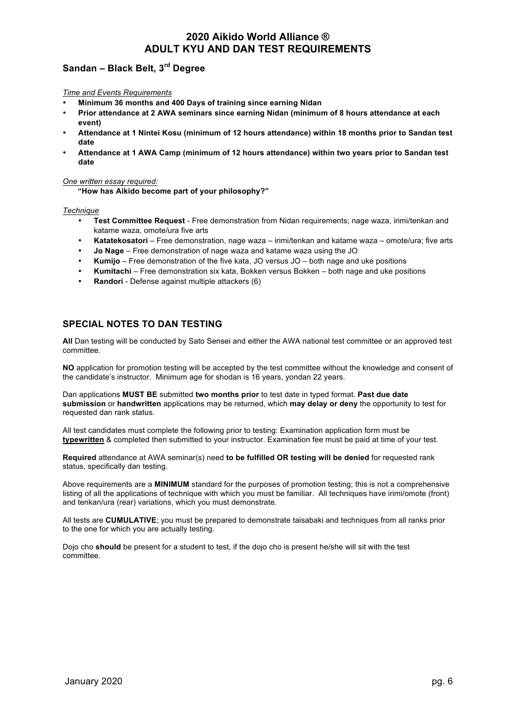# 2020 Aikido World Alliance ®
# ADULT KYU AND DAN TEST REQUIREMENTS

## Sandan – Black Belt, 3rd Degree

*Time and Events Requirements*

- **Minimum 36 months and 400 Days of training since earning Nidan**
- **Prior attendance at 2 AWA seminars since earning Nidan (minimum of 8 hours attendance at each event)**
- **Attendance at 1 Nintei Kosu (minimum of 12 hours attendance) within 18 months prior to Sandan test date**
- **Attendance at 1 AWA Camp (minimum of 12 hours attendance) within two years prior to Sandan test date**

*One written essay required:*

**"How has Aikido become part of your philosophy?"**

*Technique*

- **Test Committee Request** - Free demonstration from Nidan requirements; nage waza, irimi/tenkan and katame waza, omote/ura five arts
- **Katatekosatori** – Free demonstration, nage waza – irimi/tenkan and katame waza – omote/ura; five arts
- **Jo Nage** – Free demonstration of nage waza and katame waza using the JO
- **Kumijo** – Free demonstration of the five kata, JO versus JO – both nage and uke positions
- **Kumitachi** – Free demonstration six kata, Bokken versus Bokken – both nage and uke positions
- **Randori** - Defense against multiple attackers (6)

## SPECIAL NOTES TO DAN TESTING

**All** Dan testing will be conducted by Sato Sensei and either the AWA national test committee or an approved test committee.

**NO** application for promotion testing will be accepted by the test committee without the knowledge and consent of the candidate's instructor. Minimum age for shodan is 16 years, yondan 22 years.

Dan applications **MUST BE** submitted **two months prior** to test date in typed format. **Past due date submission** or **handwritten** applications may be returned, which **may delay or deny** the opportunity to test for requested dan rank status.

All test candidates must complete the following prior to testing: Examination application form must be **typewritten** & completed then submitted to your instructor. Examination fee must be paid at time of your test.

**Required** attendance at AWA seminar(s) need **to be fulfilled OR testing will be denied** for requested rank status, specifically dan testing.

Above requirements are a **MINIMUM** standard for the purposes of promotion testing; this is not a comprehensive listing of all the applications of technique with which you must be familiar. All techniques have irimi/omote (front) and tenkan/ura (rear) variations, which you must demonstrate.

All tests are **CUMULATIVE**; you must be prepared to demonstrate taisabaki and techniques from all ranks prior to the one for which you are actually testing.

Dojo cho **should** be present for a student to test, if the dojo cho is present he/she will sit with the test committee.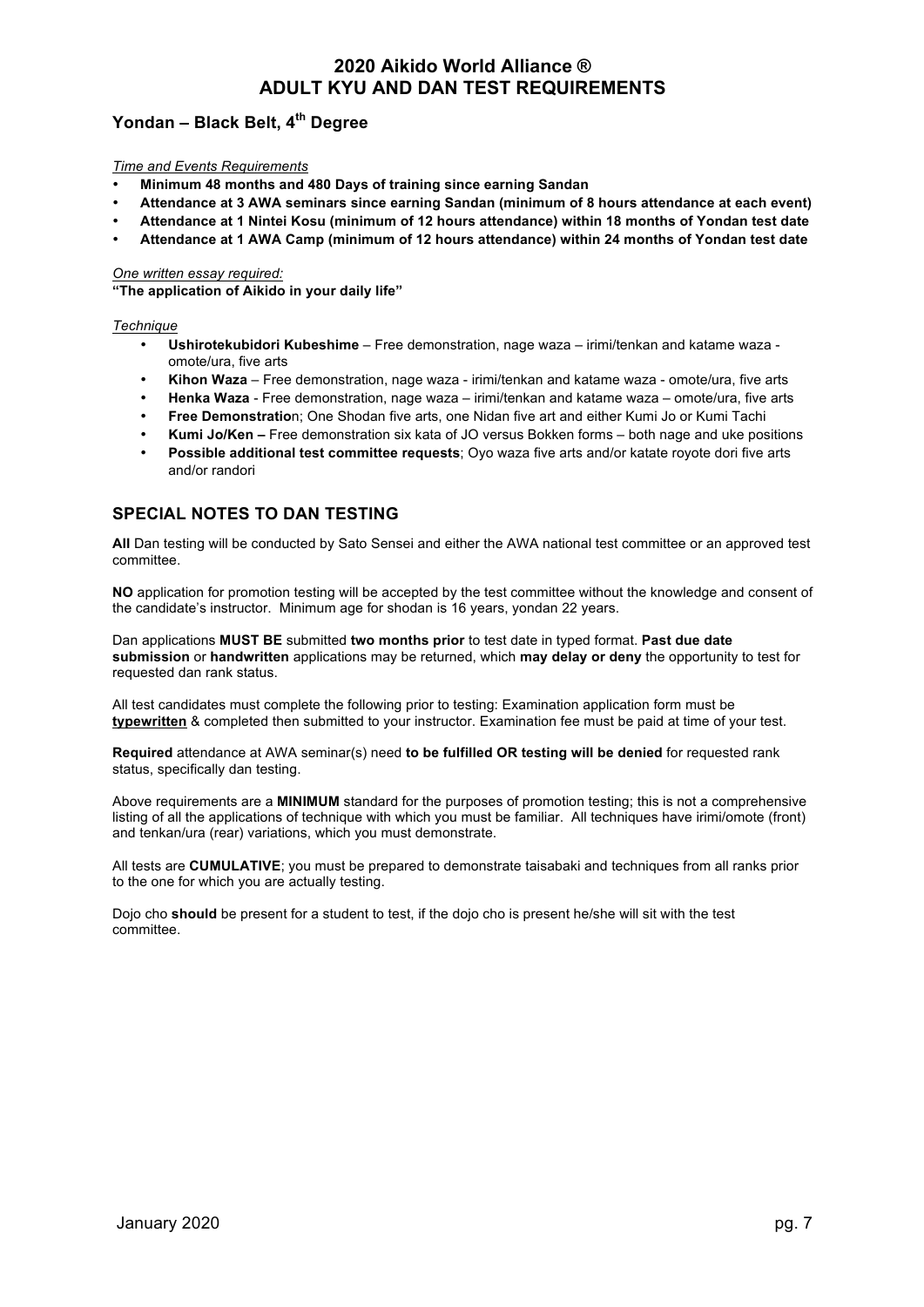# 2020 Aikido World Alliance ®
# ADULT KYU AND DAN TEST REQUIREMENTS

## Yondan – Black Belt, 4th Degree

*Time and Events Requirements*

- **Minimum 48 months and 480 Days of training since earning Sandan**
- **Attendance at 3 AWA seminars since earning Sandan (minimum of 8 hours attendance at each event)**
- **Attendance at 1 Nintei Kosu (minimum of 12 hours attendance) within 18 months of Yondan test date**
- **Attendance at 1 AWA Camp (minimum of 12 hours attendance) within 24 months of Yondan test date**

*One written essay required:*
**"The application of Aikido in your daily life"**

*Technique*

- **Ushirotekubidori Kubeshime** – Free demonstration, nage waza – irimi/tenkan and katame waza - omote/ura, five arts
- **Kihon Waza** – Free demonstration, nage waza - irimi/tenkan and katame waza - omote/ura, five arts
- **Henka Waza** - Free demonstration, nage waza – irimi/tenkan and katame waza – omote/ura, five arts
- **Free Demonstratio**n; One Shodan five arts, one Nidan five art and either Kumi Jo or Kumi Tachi
- **Kumi Jo/Ken –** Free demonstration six kata of JO versus Bokken forms – both nage and uke positions
- **Possible additional test committee requests**; Oyo waza five arts and/or katate royote dori five arts and/or randori

## SPECIAL NOTES TO DAN TESTING

**All** Dan testing will be conducted by Sato Sensei and either the AWA national test committee or an approved test committee.

**NO** application for promotion testing will be accepted by the test committee without the knowledge and consent of the candidate's instructor. Minimum age for shodan is 16 years, yondan 22 years.

Dan applications **MUST BE** submitted **two months prior** to test date in typed format. **Past due date submission** or **handwritten** applications may be returned, which **may delay or deny** the opportunity to test for requested dan rank status.

All test candidates must complete the following prior to testing: Examination application form must be **typewritten** & completed then submitted to your instructor. Examination fee must be paid at time of your test.

**Required** attendance at AWA seminar(s) need **to be fulfilled OR testing will be denied** for requested rank status, specifically dan testing.

Above requirements are a **MINIMUM** standard for the purposes of promotion testing; this is not a comprehensive listing of all the applications of technique with which you must be familiar. All techniques have irimi/omote (front) and tenkan/ura (rear) variations, which you must demonstrate.

All tests are **CUMULATIVE**; you must be prepared to demonstrate taisabaki and techniques from all ranks prior to the one for which you are actually testing.

Dojo cho **should** be present for a student to test, if the dojo cho is present he/she will sit with the test committee.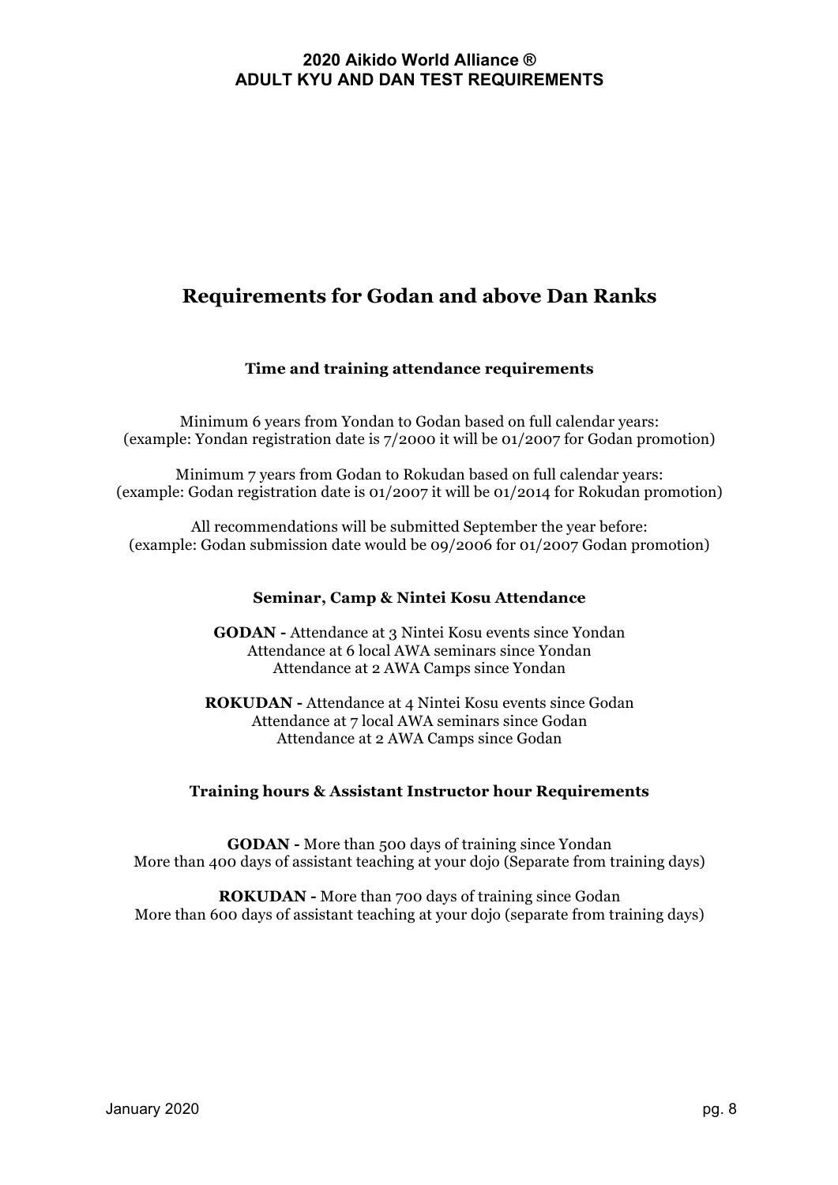## Requirements for Godan and above Dan Ranks

### Time and training attendance requirements

Minimum 6 years from Yondan to Godan based on full calendar years:
(example: Yondan registration date is 7/2000 it will be 01/2007 for Godan promotion)

Minimum 7 years from Godan to Rokudan based on full calendar years:
(example: Godan registration date is 01/2007 it will be 01/2014 for Rokudan promotion)

All recommendations will be submitted September the year before:
(example: Godan submission date would be 09/2006 for 01/2007 Godan promotion)

### Seminar, Camp & Nintei Kosu Attendance

**GODAN -** Attendance at 3 Nintei Kosu events since Yondan
Attendance at 6 local AWA seminars since Yondan
Attendance at 2 AWA Camps since Yondan

**ROKUDAN -** Attendance at 4 Nintei Kosu events since Godan
Attendance at 7 local AWA seminars since Godan
Attendance at 2 AWA Camps since Godan

### Training hours & Assistant Instructor hour Requirements

**GODAN -** More than 500 days of training since Yondan
More than 400 days of assistant teaching at your dojo (Separate from training days)

**ROKUDAN -** More than 700 days of training since Godan
More than 600 days of assistant teaching at your dojo (separate from training days)